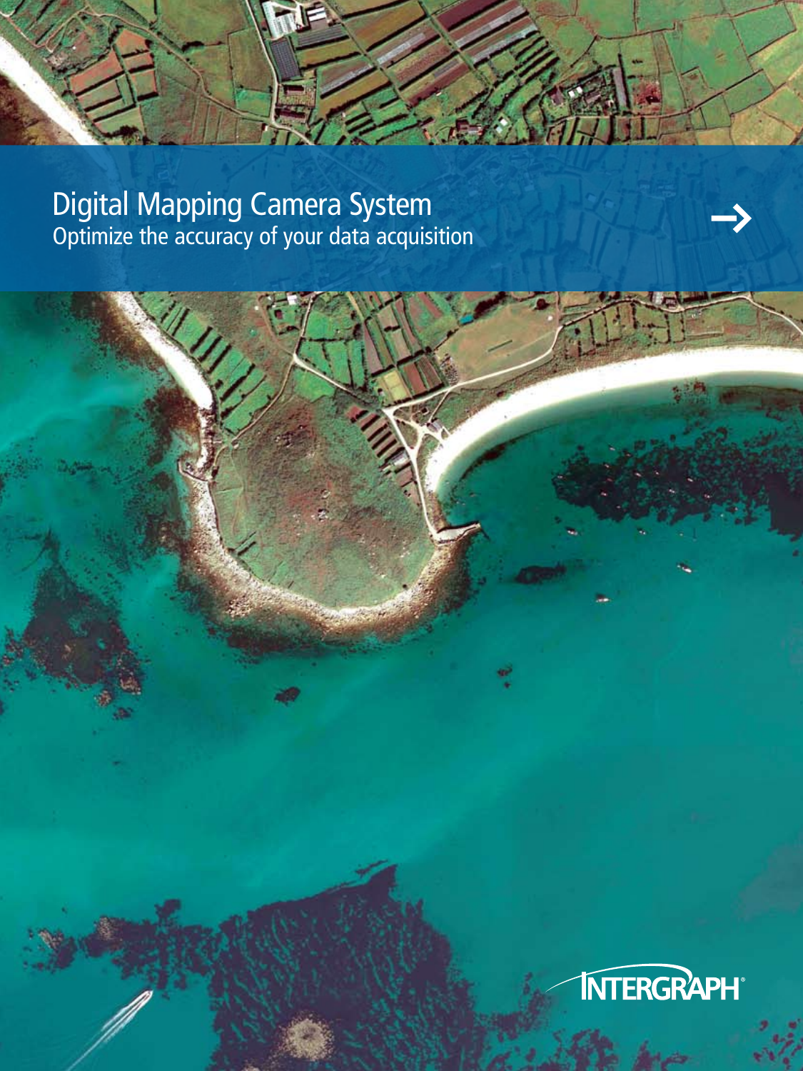# Digital Mapping Camera System

## Optimize the accuracy of your data acquisition

INTERGRAPH®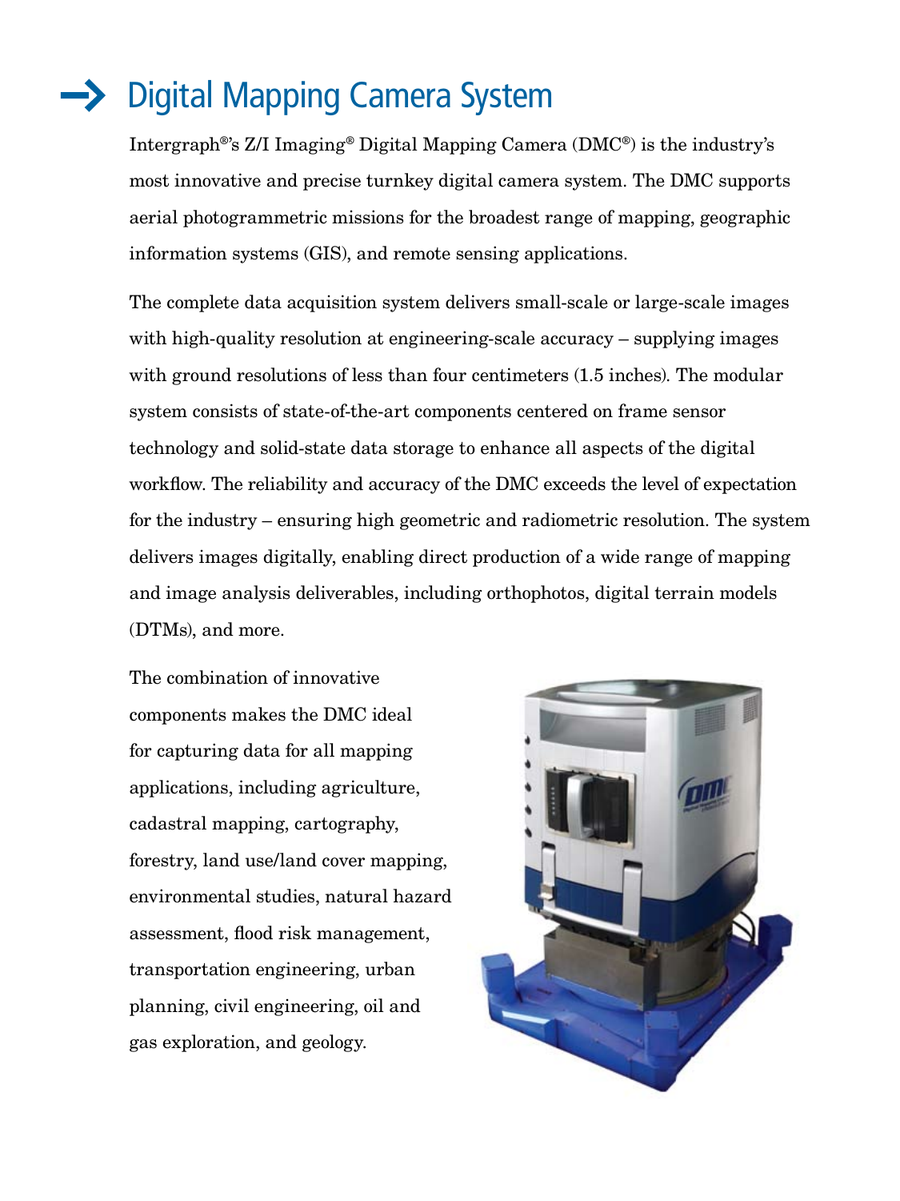# Digital Mapping Camera System

Intergraph®'s Z/I Imaging® Digital Mapping Camera (DMC®) is the industry's most innovative and precise turnkey digital camera system. The DMC supports aerial photogrammetric missions for the broadest range of mapping, geographic information systems (GIS), and remote sensing applications.

The complete data acquisition system delivers small-scale or large-scale images with high-quality resolution at engineering-scale accuracy – supplying images with ground resolutions of less than four centimeters (1.5 inches). The modular system consists of state-of-the-art components centered on frame sensor technology and solid-state data storage to enhance all aspects of the digital workflow. The reliability and accuracy of the DMC exceeds the level of expectation for the industry – ensuring high geometric and radiometric resolution. The system delivers images digitally, enabling direct production of a wide range of mapping and image analysis deliverables, including orthophotos, digital terrain models (DTMs), and more.

The combination of innovative components makes the DMC ideal for capturing data for all mapping applications, including agriculture, cadastral mapping, cartography, forestry, land use/land cover mapping, environmental studies, natural hazard assessment, flood risk management, transportation engineering, urban planning, civil engineering, oil and gas exploration, and geology.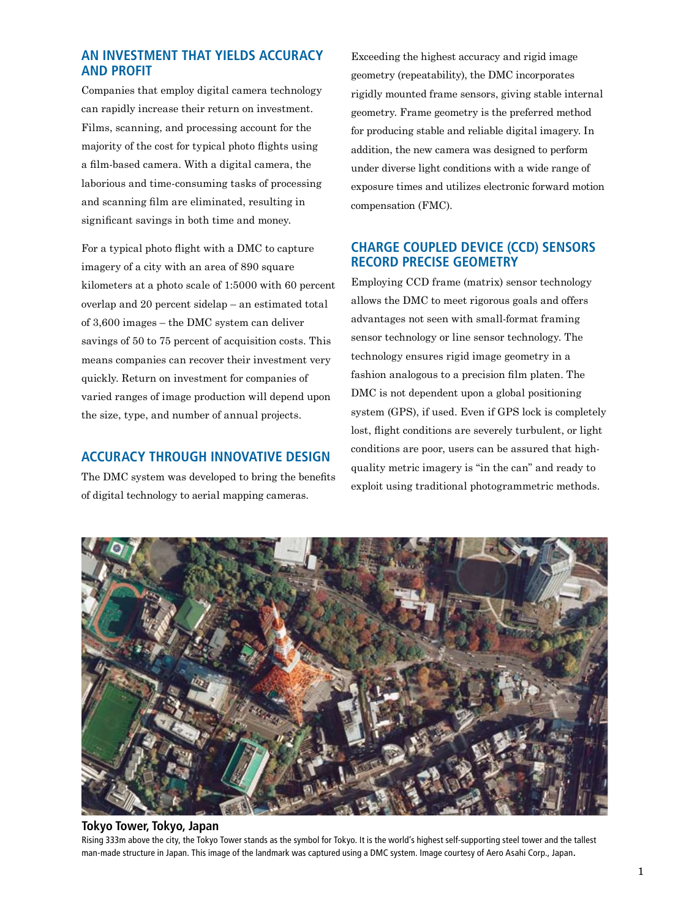## AN INVESTMENT THAT YIELDS ACCURACY AND PROFIT

Companies that employ digital camera technology can rapidly increase their return on investment. Films, scanning, and processing account for the majority of the cost for typical photo flights using a film-based camera. With a digital camera, the laborious and time-consuming tasks of processing and scanning film are eliminated, resulting in significant savings in both time and money.

For a typical photo flight with a DMC to capture imagery of a city with an area of 890 square kilometers at a photo scale of 1:5000 with 60 percent overlap and 20 percent sidelap – an estimated total of 3,600 images – the DMC system can deliver savings of 50 to 75 percent of acquisition costs. This means companies can recover their investment very quickly. Return on investment for companies of varied ranges of image production will depend upon the size, type, and number of annual projects.

## ACCURACY THROUGH INNOVATIVE DESIGN

The DMC system was developed to bring the benefits of digital technology to aerial mapping cameras. Exceeding the highest accuracy and rigid image geometry (repeatability), the DMC incorporates rigidly mounted frame sensors, giving stable internal geometry. Frame geometry is the preferred method for producing stable and reliable digital imagery. In addition, the new camera was designed to perform under diverse light conditions with a wide range of exposure times and utilizes electronic forward motion compensation (FMC).

## CHARGE COUPLED DEVICE (CCD) SENSORS RECORD PRECISE GEOMETRY

Employing CCD frame (matrix) sensor technology allows the DMC to meet rigorous goals and offers advantages not seen with small-format framing sensor technology or line sensor technology. The technology ensures rigid image geometry in a fashion analogous to a precision film platen. The DMC is not dependent upon a global positioning system (GPS), if used. Even if GPS lock is completely lost, flight conditions are severely turbulent, or light conditions are poor, users can be assured that high-quality metric imagery is "in the can" and ready to exploit using traditional photogrammetric methods.

**Tokyo Tower, Tokyo, Japan**

Rising 333m above the city, the Tokyo Tower stands as the symbol for Tokyo. It is the world's highest self-supporting steel tower and the tallest man-made structure in Japan. This image of the landmark was captured using a DMC system. Image courtesy of Aero Asahi Corp., Japan.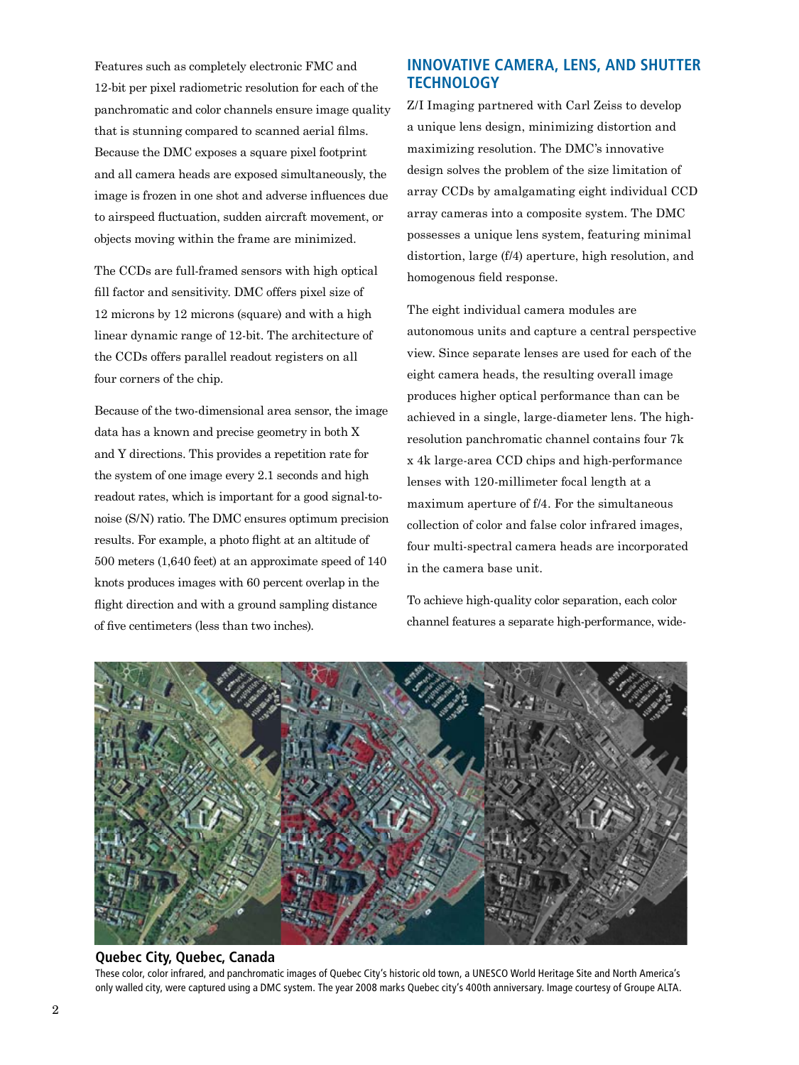Features such as completely electronic FMC and 12-bit per pixel radiometric resolution for each of the panchromatic and color channels ensure image quality that is stunning compared to scanned aerial films. Because the DMC exposes a square pixel footprint and all camera heads are exposed simultaneously, the image is frozen in one shot and adverse influences due to airspeed fluctuation, sudden aircraft movement, or objects moving within the frame are minimized.

The CCDs are full-framed sensors with high optical fill factor and sensitivity. DMC offers pixel size of 12 microns by 12 microns (square) and with a high linear dynamic range of 12-bit. The architecture of the CCDs offers parallel readout registers on all four corners of the chip.

Because of the two-dimensional area sensor, the image data has a known and precise geometry in both X and Y directions. This provides a repetition rate for the system of one image every 2.1 seconds and high readout rates, which is important for a good signal-to-noise (S/N) ratio. The DMC ensures optimum precision results. For example, a photo flight at an altitude of 500 meters (1,640 feet) at an approximate speed of 140 knots produces images with 60 percent overlap in the flight direction and with a ground sampling distance of five centimeters (less than two inches).

## INNOVATIVE CAMERA, LENS, AND SHUTTER TECHNOLOGY

Z/I Imaging partnered with Carl Zeiss to develop a unique lens design, minimizing distortion and maximizing resolution. The DMC's innovative design solves the problem of the size limitation of array CCDs by amalgamating eight individual CCD array cameras into a composite system. The DMC possesses a unique lens system, featuring minimal distortion, large (f/4) aperture, high resolution, and homogenous field response.

The eight individual camera modules are autonomous units and capture a central perspective view. Since separate lenses are used for each of the eight camera heads, the resulting overall image produces higher optical performance than can be achieved in a single, large-diameter lens. The high-resolution panchromatic channel contains four 7k x 4k large-area CCD chips and high-performance lenses with 120-millimeter focal length at a maximum aperture of f/4. For the simultaneous collection of color and false color infrared images, four multi-spectral camera heads are incorporated in the camera base unit.

To achieve high-quality color separation, each color channel features a separate high-performance, wide-

**Quebec City, Quebec, Canada**

These color, color infrared, and panchromatic images of Quebec City's historic old town, a UNESCO World Heritage Site and North America's only walled city, were captured using a DMC system. The year 2008 marks Quebec city's 400th anniversary. Image courtesy of Groupe ALTA.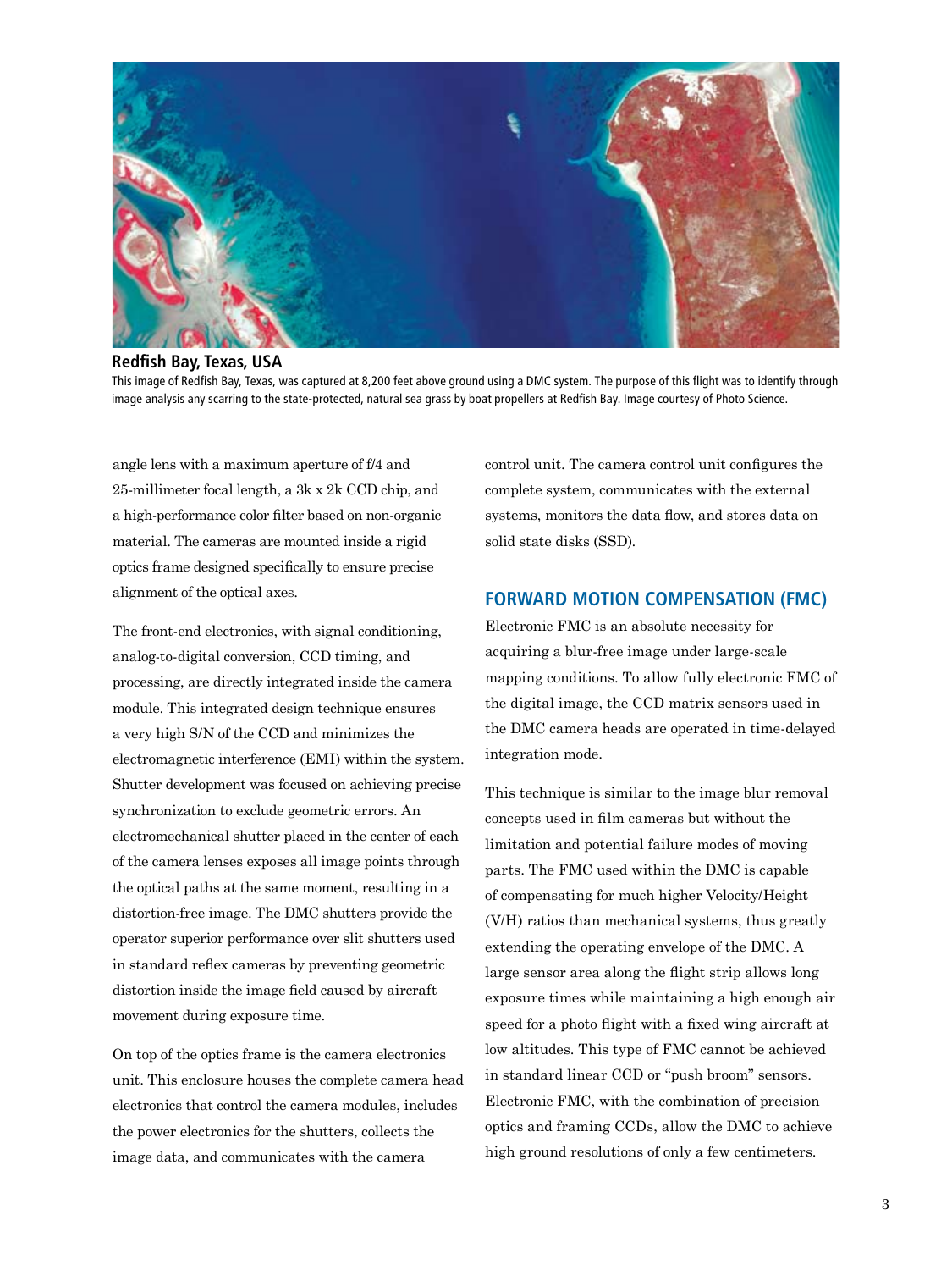**Redfish Bay, Texas, USA**

This image of Redfish Bay, Texas, was captured at 8,200 feet above ground using a DMC system. The purpose of this flight was to identify through image analysis any scarring to the state-protected, natural sea grass by boat propellers at Redfish Bay. Image courtesy of Photo Science.

angle lens with a maximum aperture of f/4 and 25-millimeter focal length, a 3k x 2k CCD chip, and a high-performance color filter based on non-organic material. The cameras are mounted inside a rigid optics frame designed specifically to ensure precise alignment of the optical axes.

The front-end electronics, with signal conditioning, analog-to-digital conversion, CCD timing, and processing, are directly integrated inside the camera module. This integrated design technique ensures a very high S/N of the CCD and minimizes the electromagnetic interference (EMI) within the system. Shutter development was focused on achieving precise synchronization to exclude geometric errors. An electromechanical shutter placed in the center of each of the camera lenses exposes all image points through the optical paths at the same moment, resulting in a distortion-free image. The DMC shutters provide the operator superior performance over slit shutters used in standard reflex cameras by preventing geometric distortion inside the image field caused by aircraft movement during exposure time.

On top of the optics frame is the camera electronics unit. This enclosure houses the complete camera head electronics that control the camera modules, includes the power electronics for the shutters, collects the image data, and communicates with the camera control unit. The camera control unit configures the complete system, communicates with the external systems, monitors the data flow, and stores data on solid state disks (SSD).

## FORWARD MOTION COMPENSATION (FMC)

Electronic FMC is an absolute necessity for acquiring a blur-free image under large-scale mapping conditions. To allow fully electronic FMC of the digital image, the CCD matrix sensors used in the DMC camera heads are operated in time-delayed integration mode.

This technique is similar to the image blur removal concepts used in film cameras but without the limitation and potential failure modes of moving parts. The FMC used within the DMC is capable of compensating for much higher Velocity/Height (V/H) ratios than mechanical systems, thus greatly extending the operating envelope of the DMC. A large sensor area along the flight strip allows long exposure times while maintaining a high enough air speed for a photo flight with a fixed wing aircraft at low altitudes. This type of FMC cannot be achieved in standard linear CCD or "push broom" sensors. Electronic FMC, with the combination of precision optics and framing CCDs, allow the DMC to achieve high ground resolutions of only a few centimeters.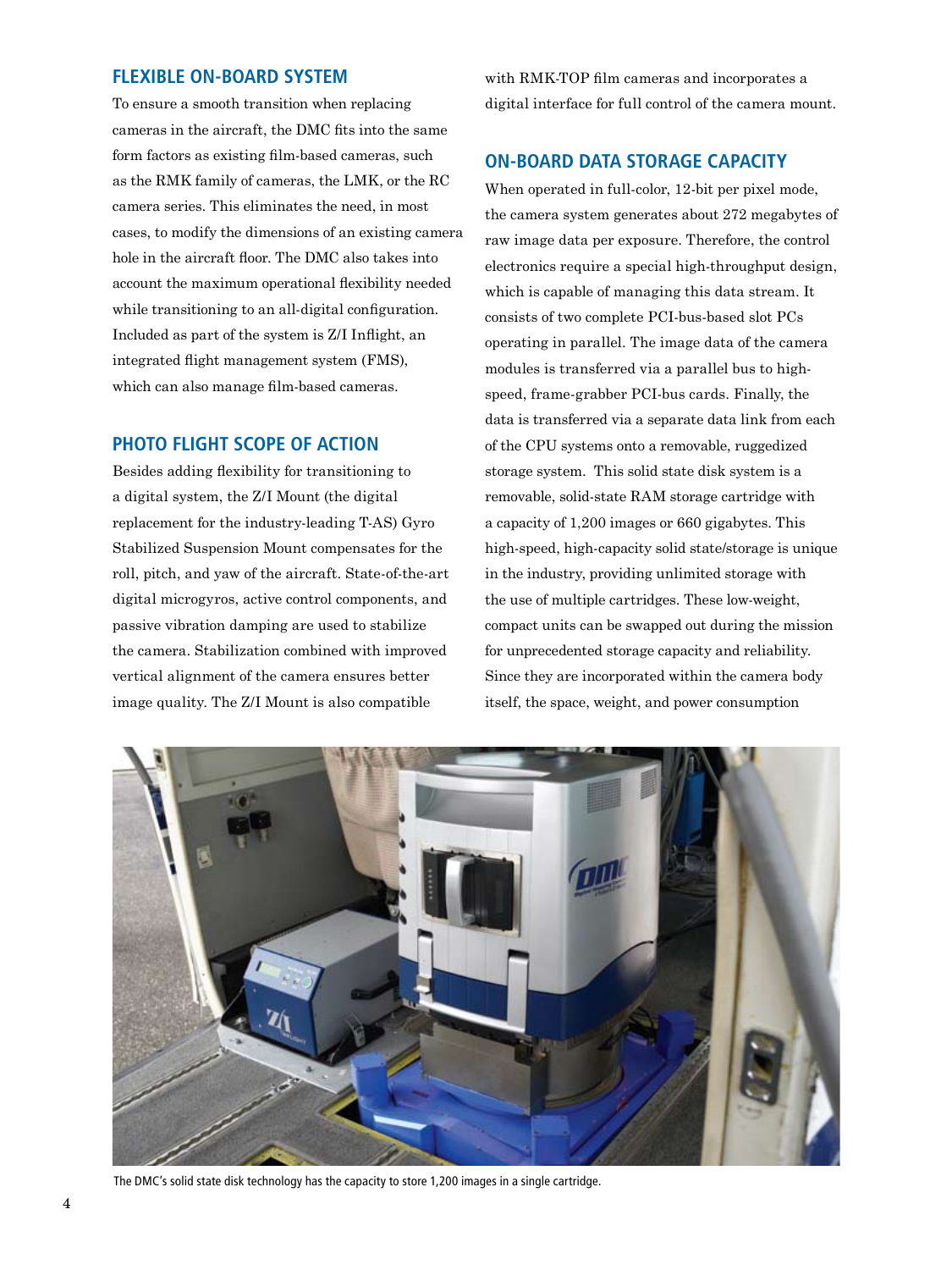## FLEXIBLE ON-BOARD SYSTEM

To ensure a smooth transition when replacing cameras in the aircraft, the DMC fits into the same form factors as existing film-based cameras, such as the RMK family of cameras, the LMK, or the RC camera series. This eliminates the need, in most cases, to modify the dimensions of an existing camera hole in the aircraft floor. The DMC also takes into account the maximum operational flexibility needed while transitioning to an all-digital configuration. Included as part of the system is Z/I Inflight, an integrated flight management system (FMS), which can also manage film-based cameras.

## PHOTO FLIGHT SCOPE OF ACTION

Besides adding flexibility for transitioning to a digital system, the Z/I Mount (the digital replacement for the industry-leading T-AS) Gyro Stabilized Suspension Mount compensates for the roll, pitch, and yaw of the aircraft. State-of-the-art digital microgyros, active control components, and passive vibration damping are used to stabilize the camera. Stabilization combined with improved vertical alignment of the camera ensures better image quality. The Z/I Mount is also compatible with RMK-TOP film cameras and incorporates a digital interface for full control of the camera mount.

## ON-BOARD DATA STORAGE CAPACITY

When operated in full-color, 12-bit per pixel mode, the camera system generates about 272 megabytes of raw image data per exposure. Therefore, the control electronics require a special high-throughput design, which is capable of managing this data stream. It consists of two complete PCI-bus-based slot PCs operating in parallel. The image data of the camera modules is transferred via a parallel bus to high-speed, frame-grabber PCI-bus cards. Finally, the data is transferred via a separate data link from each of the CPU systems onto a removable, ruggedized storage system. This solid state disk system is a removable, solid-state RAM storage cartridge with a capacity of 1,200 images or 660 gigabytes. This high-speed, high-capacity solid state/storage is unique in the industry, providing unlimited storage with the use of multiple cartridges. These low-weight, compact units can be swapped out during the mission for unprecedented storage capacity and reliability. Since they are incorporated within the camera body itself, the space, weight, and power consumption

The DMC's solid state disk technology has the capacity to store 1,200 images in a single cartridge.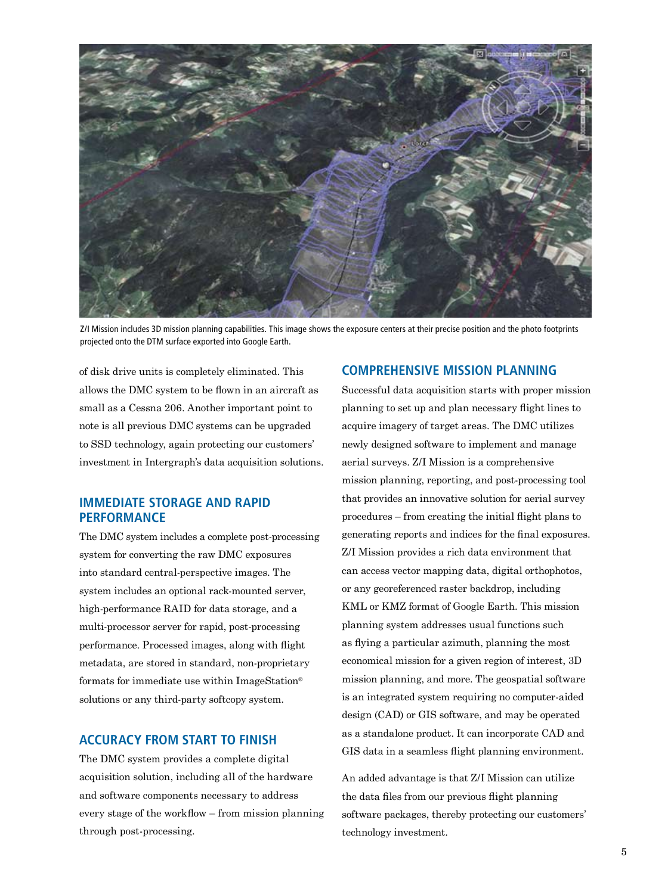Z/I Mission includes 3D mission planning capabilities. This image shows the exposure centers at their precise position and the photo footprints projected onto the DTM surface exported into Google Earth.

of disk drive units is completely eliminated. This allows the DMC system to be flown in an aircraft as small as a Cessna 206. Another important point to note is all previous DMC systems can be upgraded to SSD technology, again protecting our customers' investment in Intergraph's data acquisition solutions.

## IMMEDIATE STORAGE AND RAPID PERFORMANCE

The DMC system includes a complete post-processing system for converting the raw DMC exposures into standard central-perspective images. The system includes an optional rack-mounted server, high-performance RAID for data storage, and a multi-processor server for rapid, post-processing performance. Processed images, along with flight metadata, are stored in standard, non-proprietary formats for immediate use within ImageStation® solutions or any third-party softcopy system.

## ACCURACY FROM START TO FINISH

The DMC system provides a complete digital acquisition solution, including all of the hardware and software components necessary to address every stage of the workflow – from mission planning through post-processing.

## COMPREHENSIVE MISSION PLANNING

Successful data acquisition starts with proper mission planning to set up and plan necessary flight lines to acquire imagery of target areas. The DMC utilizes newly designed software to implement and manage aerial surveys. Z/I Mission is a comprehensive mission planning, reporting, and post-processing tool that provides an innovative solution for aerial survey procedures – from creating the initial flight plans to generating reports and indices for the final exposures. Z/I Mission provides a rich data environment that can access vector mapping data, digital orthophotos, or any georeferenced raster backdrop, including KML or KMZ format of Google Earth. This mission planning system addresses usual functions such as flying a particular azimuth, planning the most economical mission for a given region of interest, 3D mission planning, and more. The geospatial software is an integrated system requiring no computer-aided design (CAD) or GIS software, and may be operated as a standalone product. It can incorporate CAD and GIS data in a seamless flight planning environment.

An added advantage is that Z/I Mission can utilize the data files from our previous flight planning software packages, thereby protecting our customers' technology investment.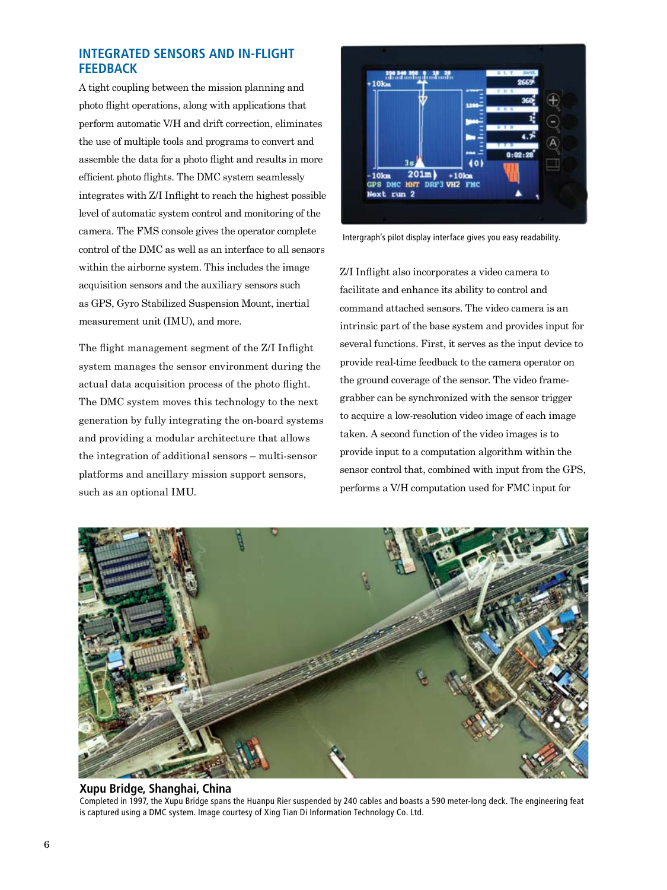## INTEGRATED SENSORS AND IN-FLIGHT FEEDBACK

A tight coupling between the mission planning and photo flight operations, along with applications that perform automatic V/H and drift correction, eliminates the use of multiple tools and programs to convert and assemble the data for a photo flight and results in more efficient photo flights. The DMC system seamlessly integrates with Z/I Inflight to reach the highest possible level of automatic system control and monitoring of the camera. The FMS console gives the operator complete control of the DMC as well as an interface to all sensors within the airborne system. This includes the image acquisition sensors and the auxiliary sensors such as GPS, Gyro Stabilized Suspension Mount, inertial measurement unit (IMU), and more.

The flight management segment of the Z/I Inflight system manages the sensor environment during the actual data acquisition process of the photo flight. The DMC system moves this technology to the next generation by fully integrating the on-board systems and providing a modular architecture that allows the integration of additional sensors – multi-sensor platforms and ancillary mission support sensors, such as an optional IMU.

Intergraph's pilot display interface gives you easy readability.

Z/I Inflight also incorporates a video camera to facilitate and enhance its ability to control and command attached sensors. The video camera is an intrinsic part of the base system and provides input for several functions. First, it serves as the input device to provide real-time feedback to the camera operator on the ground coverage of the sensor. The video frame-grabber can be synchronized with the sensor trigger to acquire a low-resolution video image of each image taken. A second function of the video images is to provide input to a computation algorithm within the sensor control that, combined with input from the GPS, performs a V/H computation used for FMC input for

**Xupu Bridge, Shanghai, China**

Completed in 1997, the Xupu Bridge spans the Huanpu Rier suspended by 240 cables and boasts a 590 meter-long deck. The engineering feat is captured using a DMC system. Image courtesy of Xing Tian Di Information Technology Co. Ltd.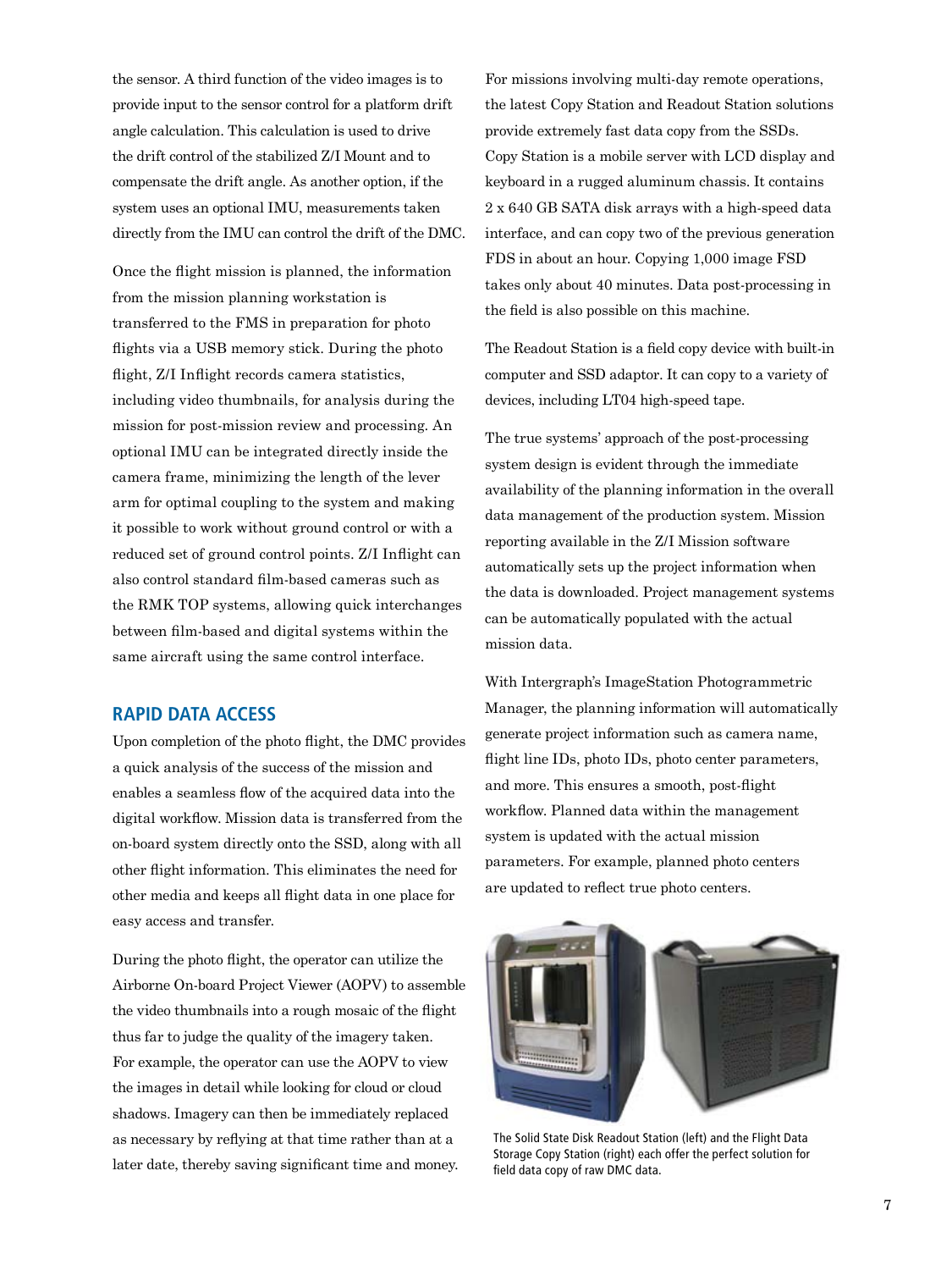the sensor. A third function of the video images is to provide input to the sensor control for a platform drift angle calculation. This calculation is used to drive the drift control of the stabilized Z/I Mount and to compensate the drift angle. As another option, if the system uses an optional IMU, measurements taken directly from the IMU can control the drift of the DMC.

Once the flight mission is planned, the information from the mission planning workstation is transferred to the FMS in preparation for photo flights via a USB memory stick. During the photo flight, Z/I Inflight records camera statistics, including video thumbnails, for analysis during the mission for post-mission review and processing. An optional IMU can be integrated directly inside the camera frame, minimizing the length of the lever arm for optimal coupling to the system and making it possible to work without ground control or with a reduced set of ground control points. Z/I Inflight can also control standard film-based cameras such as the RMK TOP systems, allowing quick interchanges between film-based and digital systems within the same aircraft using the same control interface.

## RAPID DATA ACCESS

Upon completion of the photo flight, the DMC provides a quick analysis of the success of the mission and enables a seamless flow of the acquired data into the digital workflow. Mission data is transferred from the on-board system directly onto the SSD, along with all other flight information. This eliminates the need for other media and keeps all flight data in one place for easy access and transfer.

During the photo flight, the operator can utilize the Airborne On-board Project Viewer (AOPV) to assemble the video thumbnails into a rough mosaic of the flight thus far to judge the quality of the imagery taken. For example, the operator can use the AOPV to view the images in detail while looking for cloud or cloud shadows. Imagery can then be immediately replaced as necessary by reflying at that time rather than at a later date, thereby saving significant time and money.

For missions involving multi-day remote operations, the latest Copy Station and Readout Station solutions provide extremely fast data copy from the SSDs. Copy Station is a mobile server with LCD display and keyboard in a rugged aluminum chassis. It contains 2 x 640 GB SATA disk arrays with a high-speed data interface, and can copy two of the previous generation FDS in about an hour. Copying 1,000 image FSD takes only about 40 minutes. Data post-processing in the field is also possible on this machine.

The Readout Station is a field copy device with built-in computer and SSD adaptor. It can copy to a variety of devices, including LT04 high-speed tape.

The true systems' approach of the post-processing system design is evident through the immediate availability of the planning information in the overall data management of the production system. Mission reporting available in the Z/I Mission software automatically sets up the project information when the data is downloaded. Project management systems can be automatically populated with the actual mission data.

With Intergraph's ImageStation Photogrammetric Manager, the planning information will automatically generate project information such as camera name, flight line IDs, photo IDs, photo center parameters, and more. This ensures a smooth, post-flight workflow. Planned data within the management system is updated with the actual mission parameters. For example, planned photo centers are updated to reflect true photo centers.

The Solid State Disk Readout Station (left) and the Flight Data Storage Copy Station (right) each offer the perfect solution for field data copy of raw DMC data.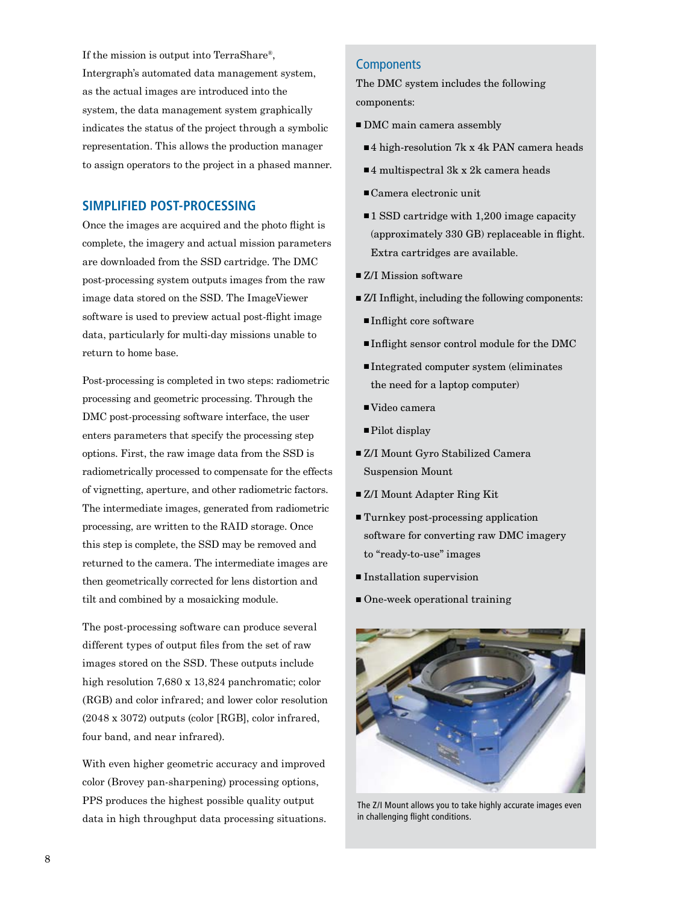If the mission is output into TerraShare®, Intergraph's automated data management system, as the actual images are introduced into the system, the data management system graphically indicates the status of the project through a symbolic representation. This allows the production manager to assign operators to the project in a phased manner.

## SIMPLIFIED POST-PROCESSING

Once the images are acquired and the photo flight is complete, the imagery and actual mission parameters are downloaded from the SSD cartridge. The DMC post-processing system outputs images from the raw image data stored on the SSD. The ImageViewer software is used to preview actual post-flight image data, particularly for multi-day missions unable to return to home base.

Post-processing is completed in two steps: radiometric processing and geometric processing. Through the DMC post-processing software interface, the user enters parameters that specify the processing step options. First, the raw image data from the SSD is radiometrically processed to compensate for the effects of vignetting, aperture, and other radiometric factors. The intermediate images, generated from radiometric processing, are written to the RAID storage. Once this step is complete, the SSD may be removed and returned to the camera. The intermediate images are then geometrically corrected for lens distortion and tilt and combined by a mosaicking module.

The post-processing software can produce several different types of output files from the set of raw images stored on the SSD. These outputs include high resolution 7,680 x 13,824 panchromatic; color (RGB) and color infrared; and lower color resolution (2048 x 3072) outputs (color [RGB], color infrared, four band, and near infrared).

With even higher geometric accuracy and improved color (Brovey pan-sharpening) processing options, PPS produces the highest possible quality output data in high throughput data processing situations.

## Components

The DMC system includes the following components:

- DMC main camera assembly
  - 4 high-resolution 7k x 4k PAN camera heads
  - 4 multispectral 3k x 2k camera heads
  - Camera electronic unit
  - 1 SSD cartridge with 1,200 image capacity (approximately 330 GB) replaceable in flight. Extra cartridges are available.
- Z/I Mission software
- Z/I Inflight, including the following components:
  - Inflight core software
  - Inflight sensor control module for the DMC
  - Integrated computer system (eliminates the need for a laptop computer)
  - Video camera
  - Pilot display
- Z/I Mount Gyro Stabilized Camera Suspension Mount
- Z/I Mount Adapter Ring Kit
- Turnkey post-processing application software for converting raw DMC imagery to "ready-to-use" images
- Installation supervision
- One-week operational training

The Z/I Mount allows you to take highly accurate images even in challenging flight conditions.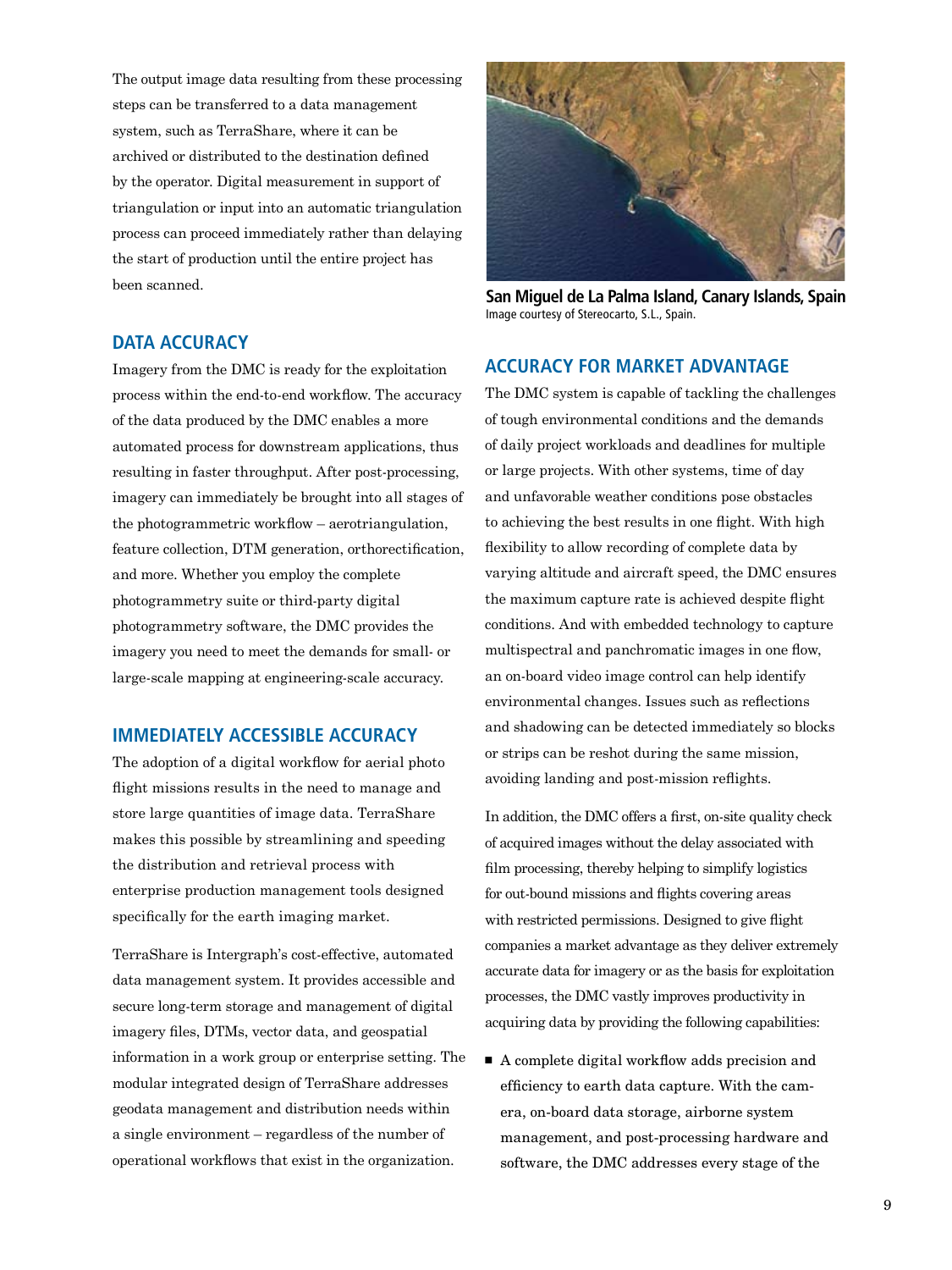The output image data resulting from these processing steps can be transferred to a data management system, such as TerraShare, where it can be archived or distributed to the destination defined by the operator. Digital measurement in support of triangulation or input into an automatic triangulation process can proceed immediately rather than delaying the start of production until the entire project has been scanned.

## DATA ACCURACY

Imagery from the DMC is ready for the exploitation process within the end-to-end workflow. The accuracy of the data produced by the DMC enables a more automated process for downstream applications, thus resulting in faster throughput. After post-processing, imagery can immediately be brought into all stages of the photogrammetric workflow – aerotriangulation, feature collection, DTM generation, orthorectification, and more. Whether you employ the complete photogrammetry suite or third-party digital photogrammetry software, the DMC provides the imagery you need to meet the demands for small- or large-scale mapping at engineering-scale accuracy.

## IMMEDIATELY ACCESSIBLE ACCURACY

The adoption of a digital workflow for aerial photo flight missions results in the need to manage and store large quantities of image data. TerraShare makes this possible by streamlining and speeding the distribution and retrieval process with enterprise production management tools designed specifically for the earth imaging market.

TerraShare is Intergraph's cost-effective, automated data management system. It provides accessible and secure long-term storage and management of digital imagery files, DTMs, vector data, and geospatial information in a work group or enterprise setting. The modular integrated design of TerraShare addresses geodata management and distribution needs within a single environment – regardless of the number of operational workflows that exist in the organization.

**San Miguel de La Palma Island, Canary Islands, Spain**
Image courtesy of Stereocarto, S.L., Spain.

## ACCURACY FOR MARKET ADVANTAGE

The DMC system is capable of tackling the challenges of tough environmental conditions and the demands of daily project workloads and deadlines for multiple or large projects. With other systems, time of day and unfavorable weather conditions pose obstacles to achieving the best results in one flight. With high flexibility to allow recording of complete data by varying altitude and aircraft speed, the DMC ensures the maximum capture rate is achieved despite flight conditions. And with embedded technology to capture multispectral and panchromatic images in one flow, an on-board video image control can help identify environmental changes. Issues such as reflections and shadowing can be detected immediately so blocks or strips can be reshot during the same mission, avoiding landing and post-mission reflights.

In addition, the DMC offers a first, on-site quality check of acquired images without the delay associated with film processing, thereby helping to simplify logistics for out-bound missions and flights covering areas with restricted permissions. Designed to give flight companies a market advantage as they deliver extremely accurate data for imagery or as the basis for exploitation processes, the DMC vastly improves productivity in acquiring data by providing the following capabilities:

- A complete digital workflow adds precision and efficiency to earth data capture. With the camera, on-board data storage, airborne system management, and post-processing hardware and software, the DMC addresses every stage of the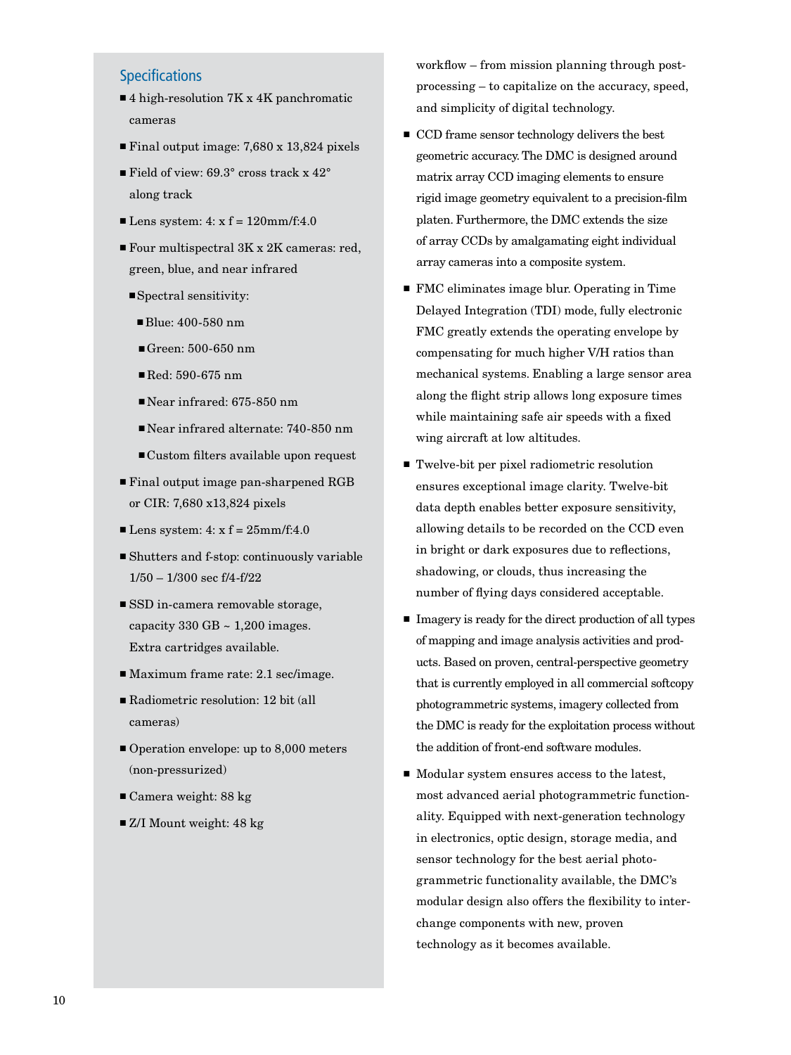## Specifications

- 4 high-resolution 7K x 4K panchromatic cameras
- Final output image: 7,680 x 13,824 pixels
- Field of view: 69.3° cross track x 42° along track
- Lens system: 4: x f = 120mm/f:4.0
- Four multispectral 3K x 2K cameras: red, green, blue, and near infrared
  - Spectral sensitivity:
    - Blue: 400-580 nm
    - Green: 500-650 nm
    - Red: 590-675 nm
    - Near infrared: 675-850 nm
    - Near infrared alternate: 740-850 nm
    - Custom filters available upon request
- Final output image pan-sharpened RGB or CIR: 7,680 x13,824 pixels
- Lens system: 4: x f = 25mm/f:4.0
- Shutters and f-stop: continuously variable 1/50 – 1/300 sec f/4-f/22
- SSD in-camera removable storage, capacity 330 GB ~ 1,200 images. Extra cartridges available.
- Maximum frame rate: 2.1 sec/image.
- Radiometric resolution: 12 bit (all cameras)
- Operation envelope: up to 8,000 meters (non-pressurized)
- Camera weight: 88 kg
- Z/I Mount weight: 48 kg

workflow – from mission planning through post-processing – to capitalize on the accuracy, speed, and simplicity of digital technology.

- CCD frame sensor technology delivers the best geometric accuracy. The DMC is designed around matrix array CCD imaging elements to ensure rigid image geometry equivalent to a precision-film platen. Furthermore, the DMC extends the size of array CCDs by amalgamating eight individual array cameras into a composite system.
- FMC eliminates image blur. Operating in Time Delayed Integration (TDI) mode, fully electronic FMC greatly extends the operating envelope by compensating for much higher V/H ratios than mechanical systems. Enabling a large sensor area along the flight strip allows long exposure times while maintaining safe air speeds with a fixed wing aircraft at low altitudes.
- Twelve-bit per pixel radiometric resolution ensures exceptional image clarity. Twelve-bit data depth enables better exposure sensitivity, allowing details to be recorded on the CCD even in bright or dark exposures due to reflections, shadowing, or clouds, thus increasing the number of flying days considered acceptable.
- Imagery is ready for the direct production of all types of mapping and image analysis activities and products. Based on proven, central-perspective geometry that is currently employed in all commercial softcopy photogrammetric systems, imagery collected from the DMC is ready for the exploitation process without the addition of front-end software modules.
- Modular system ensures access to the latest, most advanced aerial photogrammetric functionality. Equipped with next-generation technology in electronics, optic design, storage media, and sensor technology for the best aerial photogrammetric functionality available, the DMC's modular design also offers the flexibility to interchange components with new, proven technology as it becomes available.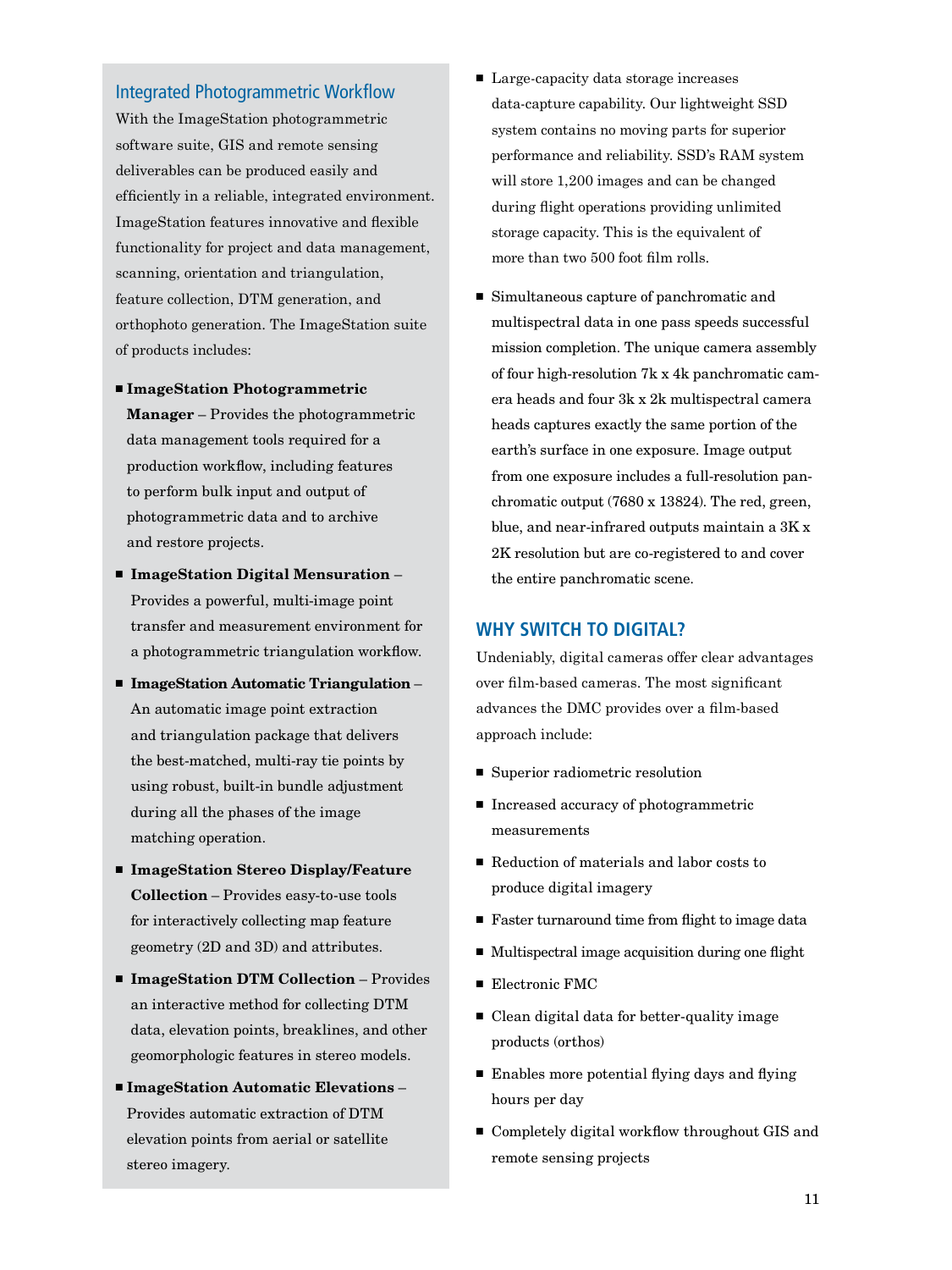## Integrated Photogrammetric Workflow

With the ImageStation photogrammetric software suite, GIS and remote sensing deliverables can be produced easily and efficiently in a reliable, integrated environment. ImageStation features innovative and flexible functionality for project and data management, scanning, orientation and triangulation, feature collection, DTM generation, and orthophoto generation. The ImageStation suite of products includes:

- **ImageStation Photogrammetric Manager** – Provides the photogrammetric data management tools required for a production workflow, including features to perform bulk input and output of photogrammetric data and to archive and restore projects.
- **ImageStation Digital Mensuration** – Provides a powerful, multi-image point transfer and measurement environment for a photogrammetric triangulation workflow.
- **ImageStation Automatic Triangulation** – An automatic image point extraction and triangulation package that delivers the best-matched, multi-ray tie points by using robust, built-in bundle adjustment during all the phases of the image matching operation.
- **ImageStation Stereo Display/Feature Collection** – Provides easy-to-use tools for interactively collecting map feature geometry (2D and 3D) and attributes.
- **ImageStation DTM Collection** – Provides an interactive method for collecting DTM data, elevation points, breaklines, and other geomorphologic features in stereo models.
- **ImageStation Automatic Elevations** – Provides automatic extraction of DTM elevation points from aerial or satellite stereo imagery.

- Large-capacity data storage increases data-capture capability. Our lightweight SSD system contains no moving parts for superior performance and reliability. SSD's RAM system will store 1,200 images and can be changed during flight operations providing unlimited storage capacity. This is the equivalent of more than two 500 foot film rolls.
- Simultaneous capture of panchromatic and multispectral data in one pass speeds successful mission completion. The unique camera assembly of four high-resolution 7k x 4k panchromatic camera heads and four 3k x 2k multispectral camera heads captures exactly the same portion of the earth's surface in one exposure. Image output from one exposure includes a full-resolution panchromatic output (7680 x 13824). The red, green, blue, and near-infrared outputs maintain a 3K x 2K resolution but are co-registered to and cover the entire panchromatic scene.

## WHY SWITCH TO DIGITAL?

Undeniably, digital cameras offer clear advantages over film-based cameras. The most significant advances the DMC provides over a film-based approach include:

- Superior radiometric resolution
- Increased accuracy of photogrammetric measurements
- Reduction of materials and labor costs to produce digital imagery
- Faster turnaround time from flight to image data
- Multispectral image acquisition during one flight
- Electronic FMC
- Clean digital data for better-quality image products (orthos)
- Enables more potential flying days and flying hours per day
- Completely digital workflow throughout GIS and remote sensing projects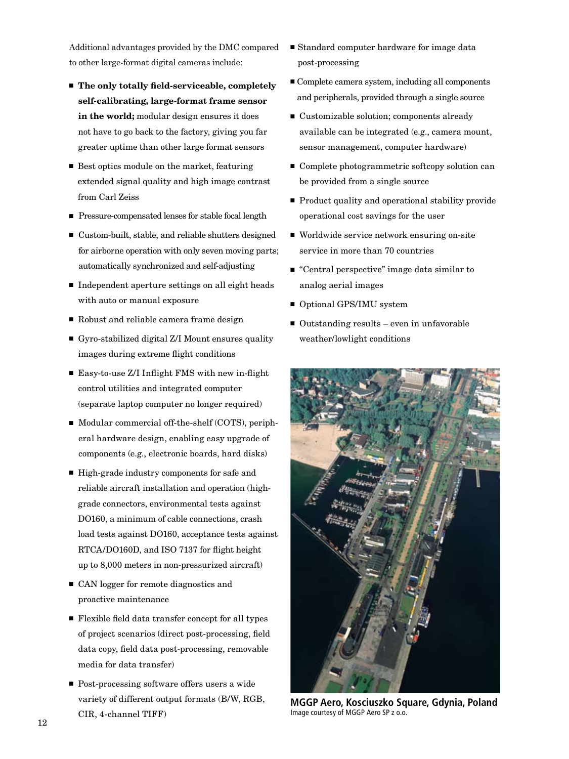Additional advantages provided by the DMC compared to other large-format digital cameras include:

- **The only totally field-serviceable, completely self-calibrating, large-format frame sensor in the world;** modular design ensures it does not have to go back to the factory, giving you far greater uptime than other large format sensors
- Best optics module on the market, featuring extended signal quality and high image contrast from Carl Zeiss
- Pressure-compensated lenses for stable focal length
- Custom-built, stable, and reliable shutters designed for airborne operation with only seven moving parts; automatically synchronized and self-adjusting
- Independent aperture settings on all eight heads with auto or manual exposure
- Robust and reliable camera frame design
- Gyro-stabilized digital Z/I Mount ensures quality images during extreme flight conditions
- Easy-to-use Z/I Inflight FMS with new in-flight control utilities and integrated computer (separate laptop computer no longer required)
- Modular commercial off-the-shelf (COTS), peripheral hardware design, enabling easy upgrade of components (e.g., electronic boards, hard disks)
- High-grade industry components for safe and reliable aircraft installation and operation (high-grade connectors, environmental tests against DO160, a minimum of cable connections, crash load tests against DO160, acceptance tests against RTCA/DO160D, and ISO 7137 for flight height up to 8,000 meters in non-pressurized aircraft)
- CAN logger for remote diagnostics and proactive maintenance
- Flexible field data transfer concept for all types of project scenarios (direct post-processing, field data copy, field data post-processing, removable media for data transfer)
- Post-processing software offers users a wide variety of different output formats (B/W, RGB, CIR, 4-channel TIFF)
- Standard computer hardware for image data post-processing
- Complete camera system, including all components and peripherals, provided through a single source
- Customizable solution; components already available can be integrated (e.g., camera mount, sensor management, computer hardware)
- Complete photogrammetric softcopy solution can be provided from a single source
- Product quality and operational stability provide operational cost savings for the user
- Worldwide service network ensuring on-site service in more than 70 countries
- "Central perspective" image data similar to analog aerial images
- Optional GPS/IMU system
- Outstanding results – even in unfavorable weather/lowlight conditions

**MGGP Aero, Kosciuszko Square, Gdynia, Poland**
Image courtesy of MGGP Aero SP z o.o.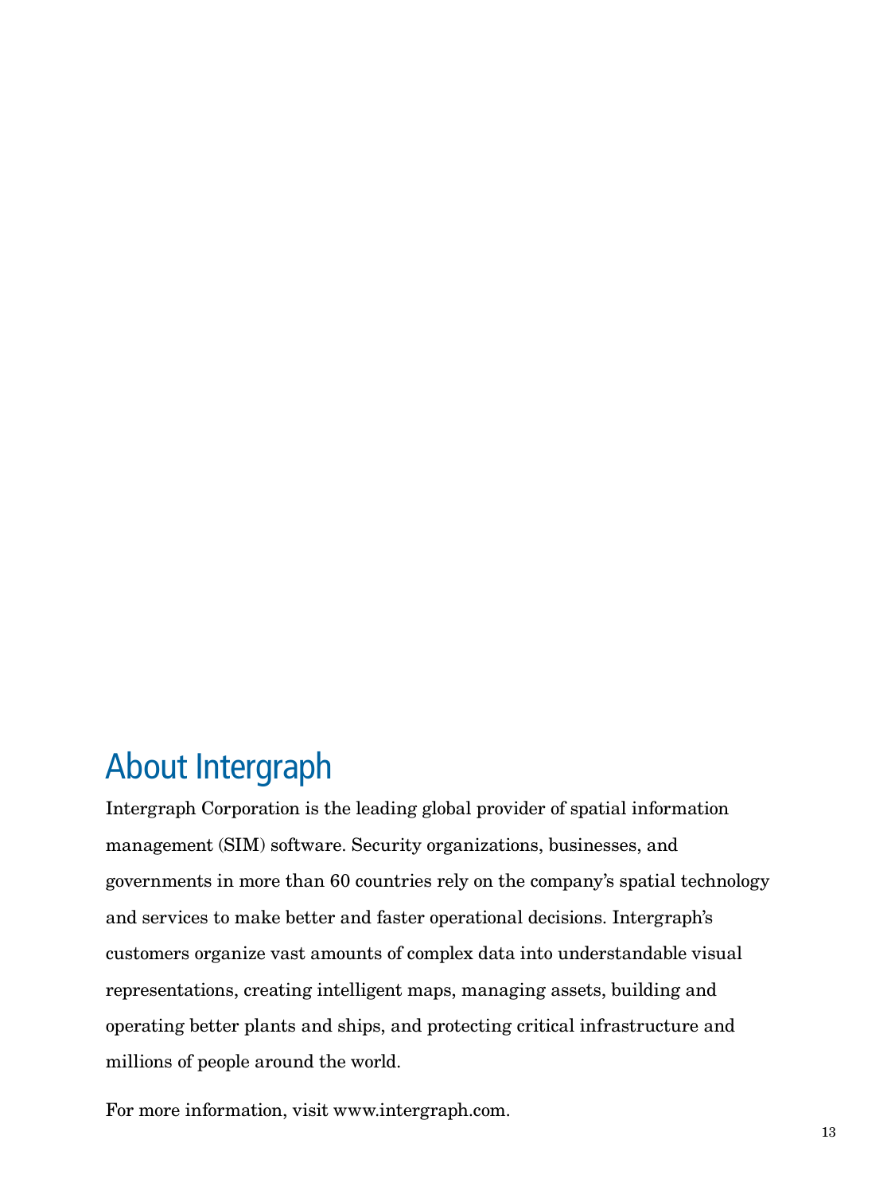## About Intergraph

Intergraph Corporation is the leading global provider of spatial information management (SIM) software. Security organizations, businesses, and governments in more than 60 countries rely on the company's spatial technology and services to make better and faster operational decisions. Intergraph's customers organize vast amounts of complex data into understandable visual representations, creating intelligent maps, managing assets, building and operating better plants and ships, and protecting critical infrastructure and millions of people around the world.

For more information, visit www.intergraph.com.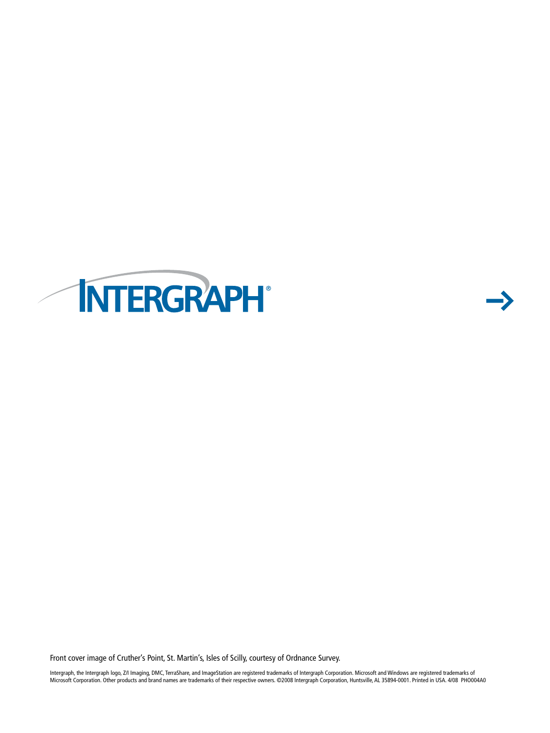INTERGRAPH®

Front cover image of Cruther's Point, St. Martin's, Isles of Scilly, courtesy of Ordnance Survey.

Intergraph, the Intergraph logo, Z/I Imaging, DMC, TerraShare, and ImageStation are registered trademarks of Intergraph Corporation. Microsoft and Windows are registered trademarks of Microsoft Corporation. Other products and brand names are trademarks of their respective owners. ©2008 Intergraph Corporation, Huntsville, AL 35894-0001. Printed in USA. 4/08 PHO004A0